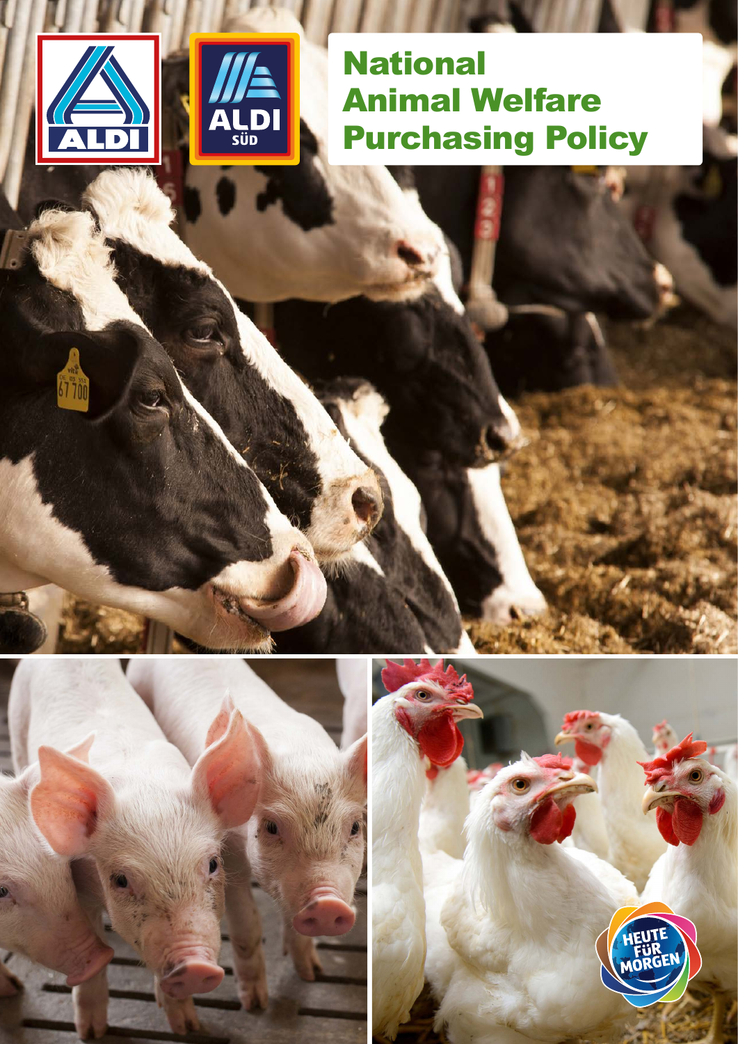# National Animal Welfare Purchasing Policy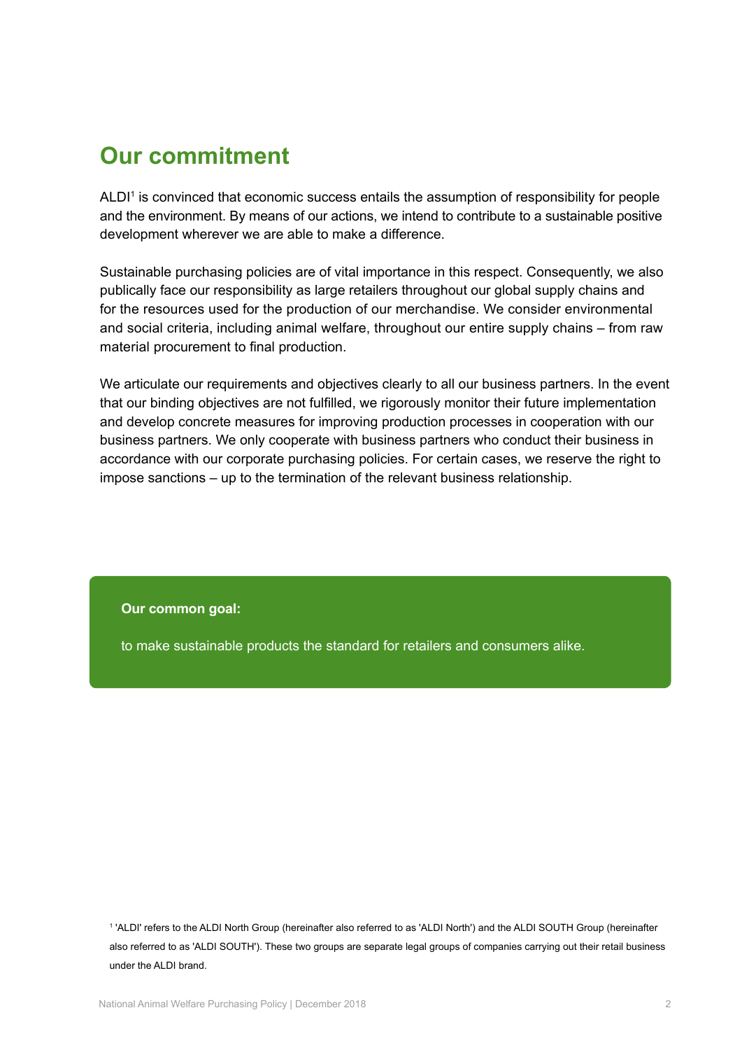# Our commitment

ALDI[1] is convinced that economic success entails the assumption of responsibility for people and the environment. By means of our actions, we intend to contribute to a sustainable positive development wherever we are able to make a difference.

Sustainable purchasing policies are of vital importance in this respect. Consequently, we also publically face our responsibility as large retailers throughout our global supply chains and for the resources used for the production of our merchandise. We consider environmental and social criteria, including animal welfare, throughout our entire supply chains – from raw material procurement to final production.

We articulate our requirements and objectives clearly to all our business partners. In the event that our binding objectives are not fulfilled, we rigorously monitor their future implementation and develop concrete measures for improving production processes in cooperation with our business partners. We only cooperate with business partners who conduct their business in accordance with our corporate purchasing policies. For certain cases, we reserve the right to impose sanctions – up to the termination of the relevant business relationship.

**Our common goal:**

to make sustainable products the standard for retailers and consumers alike.

[1] 'ALDI' refers to the ALDI North Group (hereinafter also referred to as 'ALDI North') and the ALDI SOUTH Group (hereinafter also referred to as 'ALDI SOUTH'). These two groups are separate legal groups of companies carrying out their retail business under the ALDI brand.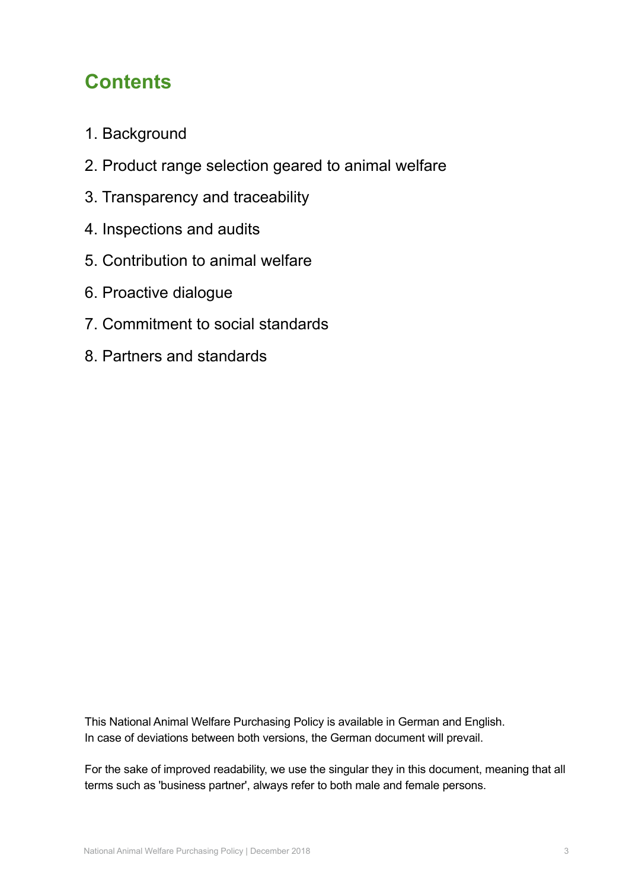# Contents

1. Background
2. Product range selection geared to animal welfare
3. Transparency and traceability
4. Inspections and audits
5. Contribution to animal welfare
6. Proactive dialogue
7. Commitment to social standards
8. Partners and standards

This National Animal Welfare Purchasing Policy is available in German and English.
In case of deviations between both versions, the German document will prevail.

For the sake of improved readability, we use the singular they in this document, meaning that all terms such as 'business partner', always refer to both male and female persons.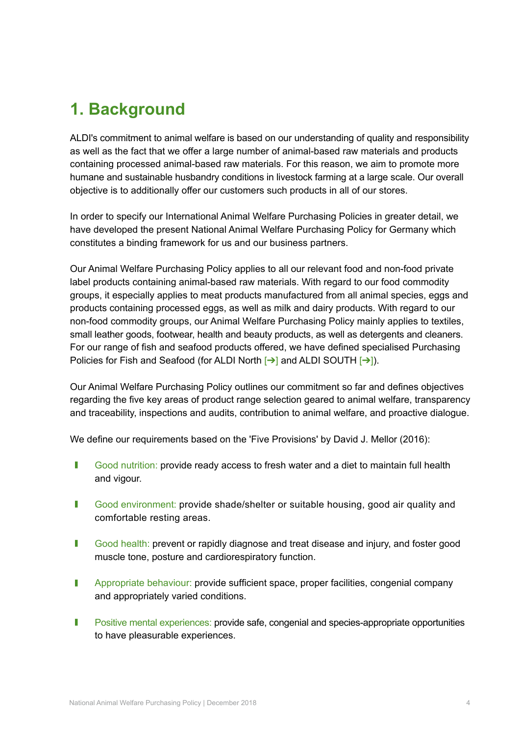# 1. Background

ALDI's commitment to animal welfare is based on our understanding of quality and responsibility as well as the fact that we offer a large number of animal-based raw materials and products containing processed animal-based raw materials. For this reason, we aim to promote more humane and sustainable husbandry conditions in livestock farming at a large scale. Our overall objective is to additionally offer our customers such products in all of our stores.

In order to specify our International Animal Welfare Purchasing Policies in greater detail, we have developed the present National Animal Welfare Purchasing Policy for Germany which constitutes a binding framework for us and our business partners.

Our Animal Welfare Purchasing Policy applies to all our relevant food and non-food private label products containing animal-based raw materials. With regard to our food commodity groups, it especially applies to meat products manufactured from all animal species, eggs and products containing processed eggs, as well as milk and dairy products. With regard to our non-food commodity groups, our Animal Welfare Purchasing Policy mainly applies to textiles, small leather goods, footwear, health and beauty products, as well as detergents and cleaners. For our range of fish and seafood products offered, we have defined specialised Purchasing Policies for Fish and Seafood (for ALDI North [➔] and ALDI SOUTH [➔]).

Our Animal Welfare Purchasing Policy outlines our commitment so far and defines objectives regarding the five key areas of product range selection geared to animal welfare, transparency and traceability, inspections and audits, contribution to animal welfare, and proactive dialogue.

We define our requirements based on the 'Five Provisions' by David J. Mellor (2016):

- Good nutrition: provide ready access to fresh water and a diet to maintain full health and vigour.
- Good environment: provide shade/shelter or suitable housing, good air quality and comfortable resting areas.
- Good health: prevent or rapidly diagnose and treat disease and injury, and foster good muscle tone, posture and cardiorespiratory function.
- Appropriate behaviour: provide sufficient space, proper facilities, congenial company and appropriately varied conditions.
- Positive mental experiences: provide safe, congenial and species-appropriate opportunities to have pleasurable experiences.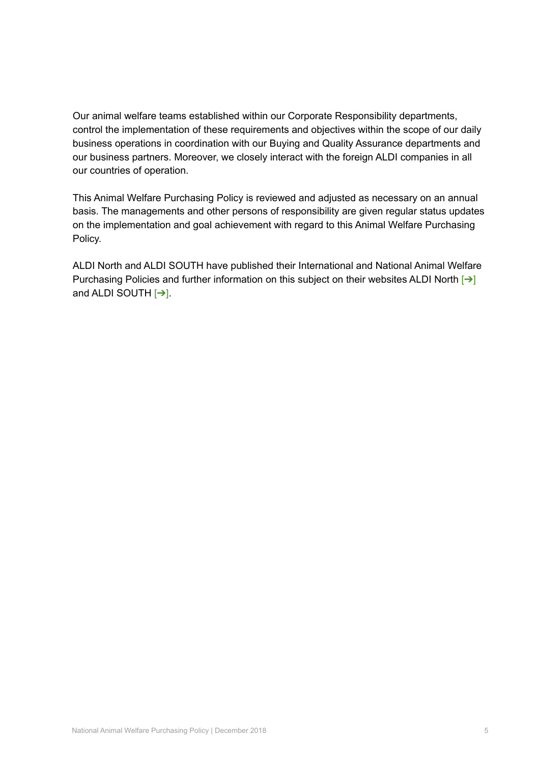Our animal welfare teams established within our Corporate Responsibility departments, control the implementation of these requirements and objectives within the scope of our daily business operations in coordination with our Buying and Quality Assurance departments and our business partners. Moreover, we closely interact with the foreign ALDI companies in all our countries of operation.

This Animal Welfare Purchasing Policy is reviewed and adjusted as necessary on an annual basis. The managements and other persons of responsibility are given regular status updates on the implementation and goal achievement with regard to this Animal Welfare Purchasing Policy.

ALDI North and ALDI SOUTH have published their International and National Animal Welfare Purchasing Policies and further information on this subject on their websites ALDI North [➔] and ALDI SOUTH [➔].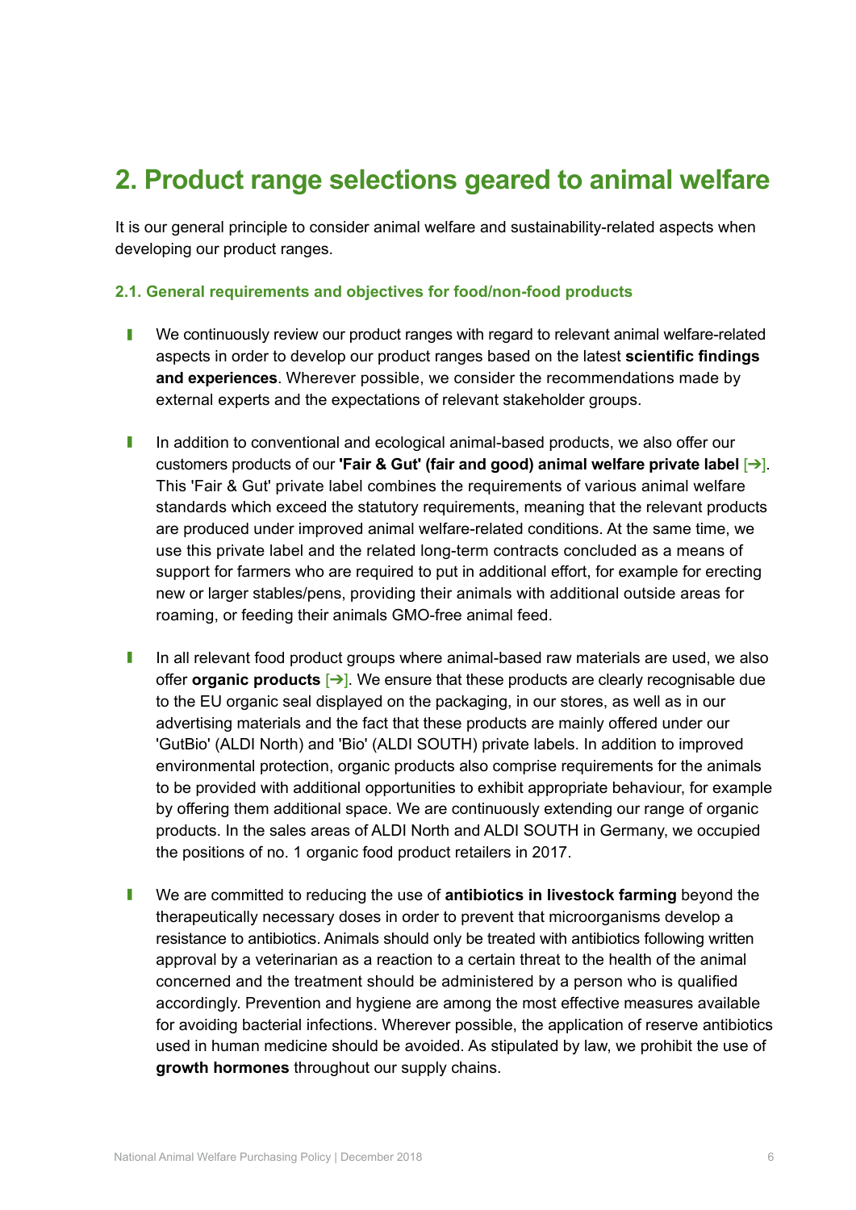# 2. Product range selections geared to animal welfare

It is our general principle to consider animal welfare and sustainability-related aspects when developing our product ranges.

### 2.1. General requirements and objectives for food/non-food products

- We continuously review our product ranges with regard to relevant animal welfare-related aspects in order to develop our product ranges based on the latest **scientific findings and experiences**. Wherever possible, we consider the recommendations made by external experts and the expectations of relevant stakeholder groups.

- In addition to conventional and ecological animal-based products, we also offer our customers products of our **'Fair & Gut' (fair and good) animal welfare private label** [➔]. This 'Fair & Gut' private label combines the requirements of various animal welfare standards which exceed the statutory requirements, meaning that the relevant products are produced under improved animal welfare-related conditions. At the same time, we use this private label and the related long-term contracts concluded as a means of support for farmers who are required to put in additional effort, for example for erecting new or larger stables/pens, providing their animals with additional outside areas for roaming, or feeding their animals GMO-free animal feed.

- In all relevant food product groups where animal-based raw materials are used, we also offer **organic products** [➔]. We ensure that these products are clearly recognisable due to the EU organic seal displayed on the packaging, in our stores, as well as in our advertising materials and the fact that these products are mainly offered under our 'GutBio' (ALDI North) and 'Bio' (ALDI SOUTH) private labels. In addition to improved environmental protection, organic products also comprise requirements for the animals to be provided with additional opportunities to exhibit appropriate behaviour, for example by offering them additional space. We are continuously extending our range of organic products. In the sales areas of ALDI North and ALDI SOUTH in Germany, we occupied the positions of no. 1 organic food product retailers in 2017.

- We are committed to reducing the use of **antibiotics in livestock farming** beyond the therapeutically necessary doses in order to prevent that microorganisms develop a resistance to antibiotics. Animals should only be treated with antibiotics following written approval by a veterinarian as a reaction to a certain threat to the health of the animal concerned and the treatment should be administered by a person who is qualified accordingly. Prevention and hygiene are among the most effective measures available for avoiding bacterial infections. Wherever possible, the application of reserve antibiotics used in human medicine should be avoided. As stipulated by law, we prohibit the use of **growth hormones** throughout our supply chains.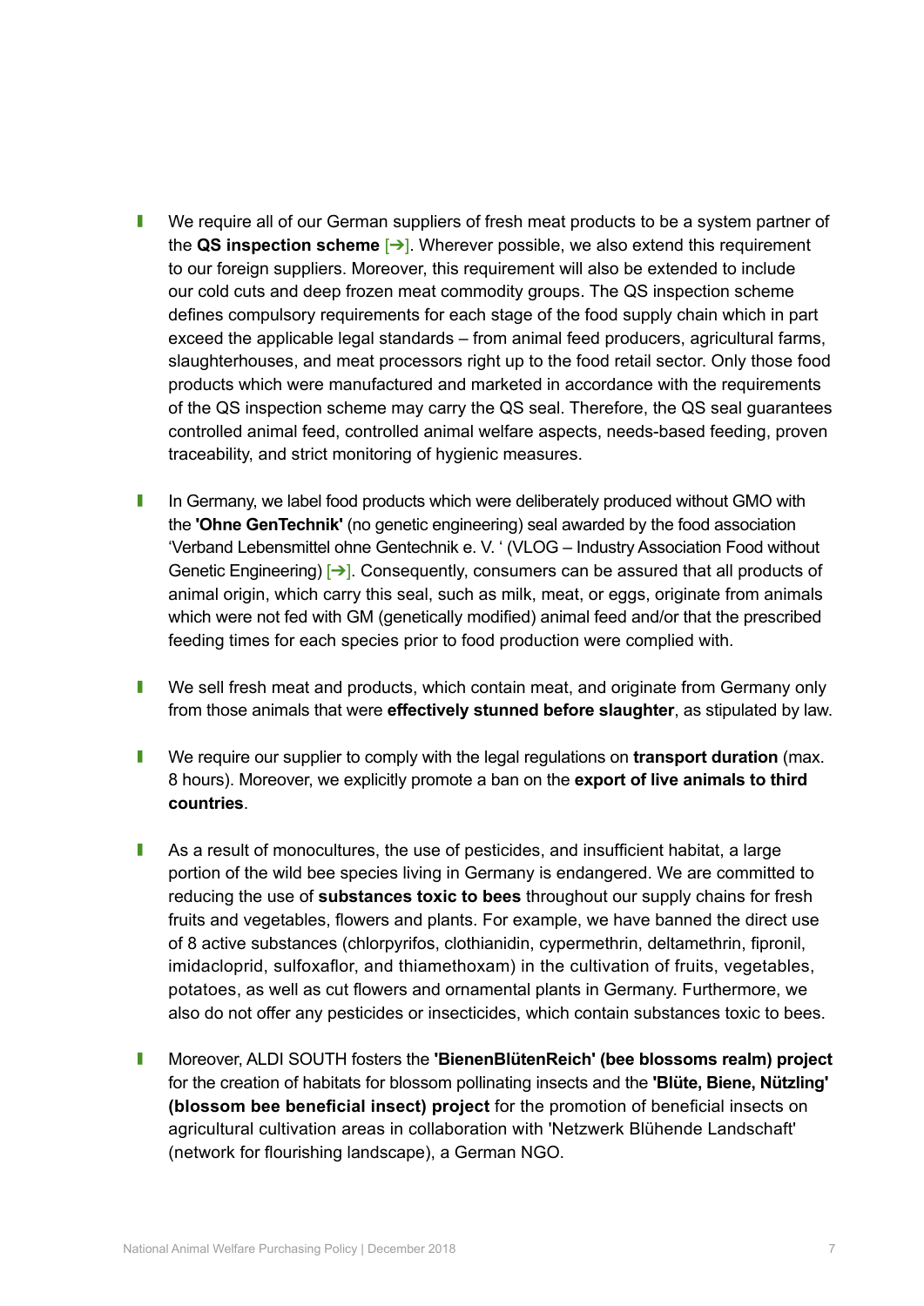- We require all of our German suppliers of fresh meat products to be a system partner of the **QS inspection scheme** [➔]. Wherever possible, we also extend this requirement to our foreign suppliers. Moreover, this requirement will also be extended to include our cold cuts and deep frozen meat commodity groups. The QS inspection scheme defines compulsory requirements for each stage of the food supply chain which in part exceed the applicable legal standards – from animal feed producers, agricultural farms, slaughterhouses, and meat processors right up to the food retail sector. Only those food products which were manufactured and marketed in accordance with the requirements of the QS inspection scheme may carry the QS seal. Therefore, the QS seal guarantees controlled animal feed, controlled animal welfare aspects, needs-based feeding, proven traceability, and strict monitoring of hygienic measures.

- In Germany, we label food products which were deliberately produced without GMO with the **'Ohne GenTechnik'** (no genetic engineering) seal awarded by the food association 'Verband Lebensmittel ohne Gentechnik e. V. ' (VLOG – Industry Association Food without Genetic Engineering) [➔]. Consequently, consumers can be assured that all products of animal origin, which carry this seal, such as milk, meat, or eggs, originate from animals which were not fed with GM (genetically modified) animal feed and/or that the prescribed feeding times for each species prior to food production were complied with.

- We sell fresh meat and products, which contain meat, and originate from Germany only from those animals that were **effectively stunned before slaughter**, as stipulated by law.

- We require our supplier to comply with the legal regulations on **transport duration** (max. 8 hours). Moreover, we explicitly promote a ban on the **export of live animals to third countries**.

- As a result of monocultures, the use of pesticides, and insufficient habitat, a large portion of the wild bee species living in Germany is endangered. We are committed to reducing the use of **substances toxic to bees** throughout our supply chains for fresh fruits and vegetables, flowers and plants. For example, we have banned the direct use of 8 active substances (chlorpyrifos, clothianidin, cypermethrin, deltamethrin, fipronil, imidacloprid, sulfoxaflor, and thiamethoxam) in the cultivation of fruits, vegetables, potatoes, as well as cut flowers and ornamental plants in Germany. Furthermore, we also do not offer any pesticides or insecticides, which contain substances toxic to bees.

- Moreover, ALDI SOUTH fosters the **'BienenBlütenReich' (bee blossoms realm) project** for the creation of habitats for blossom pollinating insects and the **'Blüte, Biene, Nützling' (blossom bee beneficial insect) project** for the promotion of beneficial insects on agricultural cultivation areas in collaboration with 'Netzwerk Blühende Landschaft' (network for flourishing landscape), a German NGO.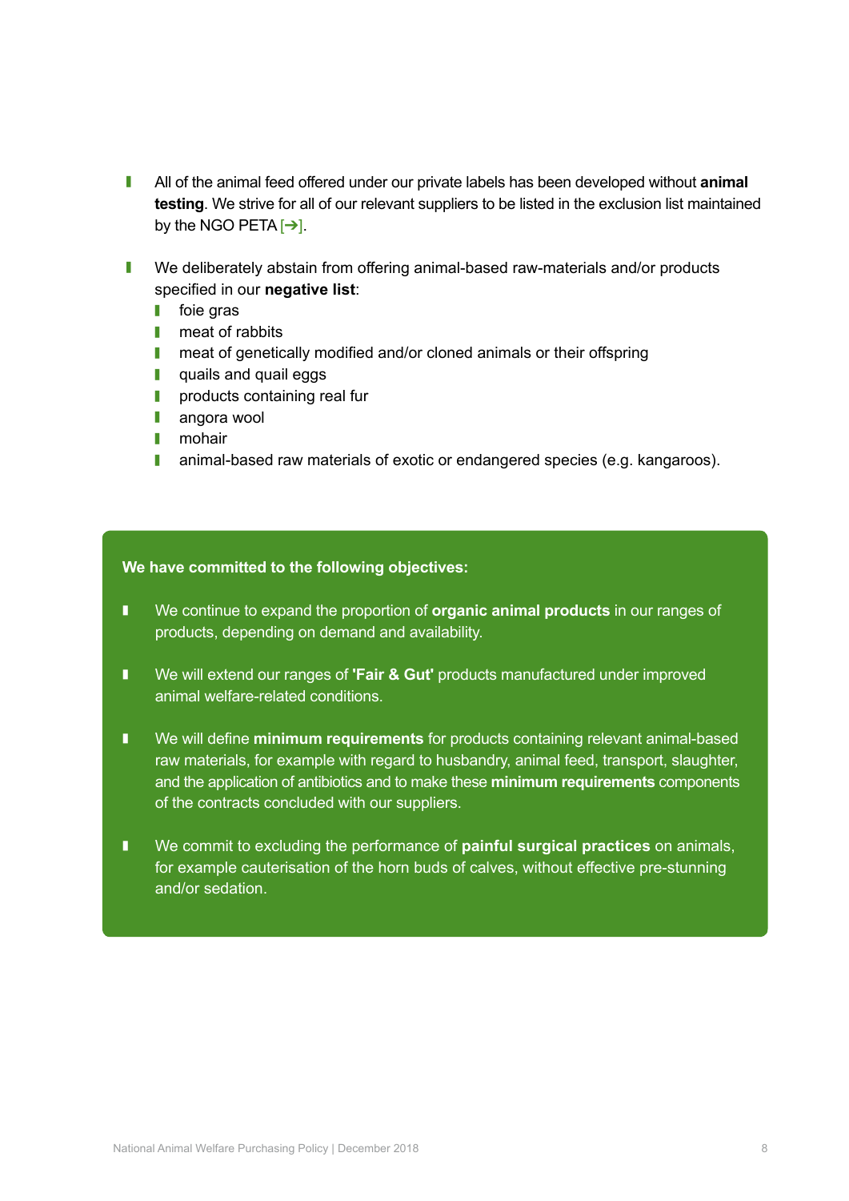- All of the animal feed offered under our private labels has been developed without **animal testing**. We strive for all of our relevant suppliers to be listed in the exclusion list maintained by the NGO PETA [➔].

- We deliberately abstain from offering animal-based raw-materials and/or products specified in our **negative list**:
  - foie gras
  - meat of rabbits
  - meat of genetically modified and/or cloned animals or their offspring
  - quails and quail eggs
  - products containing real fur
  - angora wool
  - mohair
  - animal-based raw materials of exotic or endangered species (e.g. kangaroos).

**We have committed to the following objectives:**

- We continue to expand the proportion of **organic animal products** in our ranges of products, depending on demand and availability.

- We will extend our ranges of **'Fair & Gut'** products manufactured under improved animal welfare-related conditions.

- We will define **minimum requirements** for products containing relevant animal-based raw materials, for example with regard to husbandry, animal feed, transport, slaughter, and the application of antibiotics and to make these **minimum requirements** components of the contracts concluded with our suppliers.

- We commit to excluding the performance of **painful surgical practices** on animals, for example cauterisation of the horn buds of calves, without effective pre-stunning and/or sedation.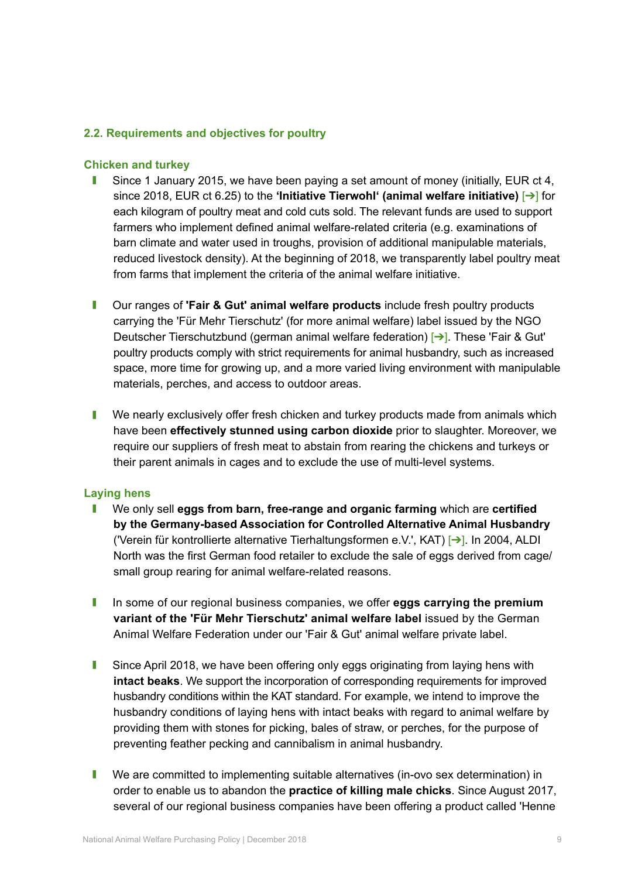## 2.2. Requirements and objectives for poultry

### Chicken and turkey

- Since 1 January 2015, we have been paying a set amount of money (initially, EUR ct 4, since 2018, EUR ct 6.25) to the **'Initiative Tierwohl' (animal welfare initiative)** [➔] for each kilogram of poultry meat and cold cuts sold. The relevant funds are used to support farmers who implement defined animal welfare-related criteria (e.g. examinations of barn climate and water used in troughs, provision of additional manipulable materials, reduced livestock density). At the beginning of 2018, we transparently label poultry meat from farms that implement the criteria of the animal welfare initiative.

- Our ranges of **'Fair & Gut' animal welfare products** include fresh poultry products carrying the 'Für Mehr Tierschutz' (for more animal welfare) label issued by the NGO Deutscher Tierschutzbund (german animal welfare federation) [➔]. These 'Fair & Gut' poultry products comply with strict requirements for animal husbandry, such as increased space, more time for growing up, and a more varied living environment with manipulable materials, perches, and access to outdoor areas.

- We nearly exclusively offer fresh chicken and turkey products made from animals which have been **effectively stunned using carbon dioxide** prior to slaughter. Moreover, we require our suppliers of fresh meat to abstain from rearing the chickens and turkeys or their parent animals in cages and to exclude the use of multi-level systems.

### Laying hens

- We only sell **eggs from barn, free-range and organic farming** which are **certified by the Germany-based Association for Controlled Alternative Animal Husbandry** ('Verein für kontrollierte alternative Tierhaltungsformen e.V.', KAT) [➔]. In 2004, ALDI North was the first German food retailer to exclude the sale of eggs derived from cage/ small group rearing for animal welfare-related reasons.

- In some of our regional business companies, we offer **eggs carrying the premium variant of the 'Für Mehr Tierschutz' animal welfare label** issued by the German Animal Welfare Federation under our 'Fair & Gut' animal welfare private label.

- Since April 2018, we have been offering only eggs originating from laying hens with **intact beaks**. We support the incorporation of corresponding requirements for improved husbandry conditions within the KAT standard. For example, we intend to improve the husbandry conditions of laying hens with intact beaks with regard to animal welfare by providing them with stones for picking, bales of straw, or perches, for the purpose of preventing feather pecking and cannibalism in animal husbandry.

- We are committed to implementing suitable alternatives (in-ovo sex determination) in order to enable us to abandon the **practice of killing male chicks**. Since August 2017, several of our regional business companies have been offering a product called 'Henne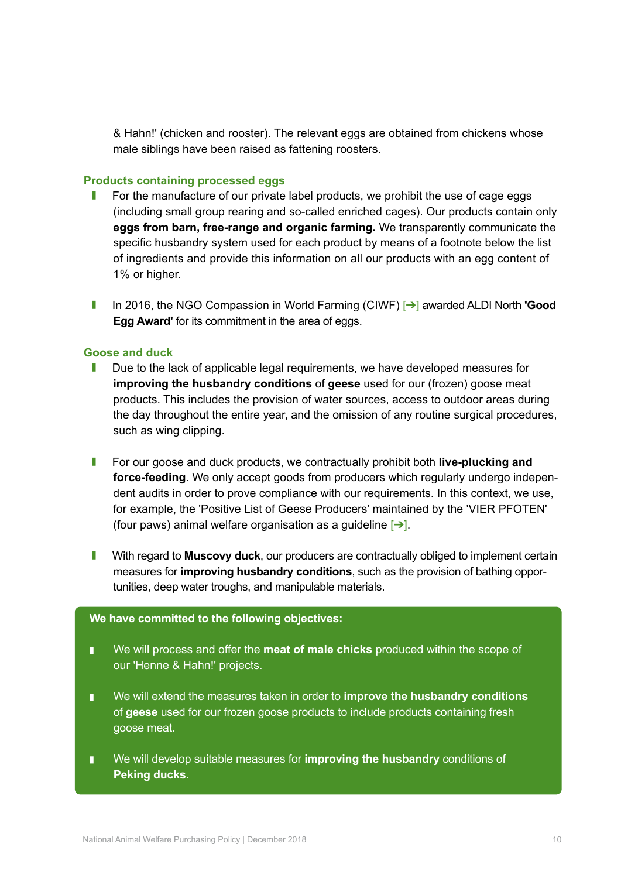& Hahn!' (chicken and rooster). The relevant eggs are obtained from chickens whose male siblings have been raised as fattening roosters.

### Products containing processed eggs

- For the manufacture of our private label products, we prohibit the use of cage eggs (including small group rearing and so-called enriched cages). Our products contain only **eggs from barn, free-range and organic farming.** We transparently communicate the specific husbandry system used for each product by means of a footnote below the list of ingredients and provide this information on all our products with an egg content of 1% or higher.

- In 2016, the NGO Compassion in World Farming (CIWF) [➔] awarded ALDI North **'Good Egg Award'** for its commitment in the area of eggs.

### Goose and duck

- Due to the lack of applicable legal requirements, we have developed measures for **improving the husbandry conditions** of **geese** used for our (frozen) goose meat products. This includes the provision of water sources, access to outdoor areas during the day throughout the entire year, and the omission of any routine surgical procedures, such as wing clipping.

- For our goose and duck products, we contractually prohibit both **live-plucking and force-feeding**. We only accept goods from producers which regularly undergo independent audits in order to prove compliance with our requirements. In this context, we use, for example, the 'Positive List of Geese Producers' maintained by the 'VIER PFOTEN' (four paws) animal welfare organisation as a guideline [➔].

- With regard to **Muscovy duck**, our producers are contractually obliged to implement certain measures for **improving husbandry conditions**, such as the provision of bathing opportunities, deep water troughs, and manipulable materials.

**We have committed to the following objectives:**

- We will process and offer the **meat of male chicks** produced within the scope of our 'Henne & Hahn!' projects.

- We will extend the measures taken in order to **improve the husbandry conditions** of **geese** used for our frozen goose products to include products containing fresh goose meat.

- We will develop suitable measures for **improving the husbandry** conditions of **Peking ducks**.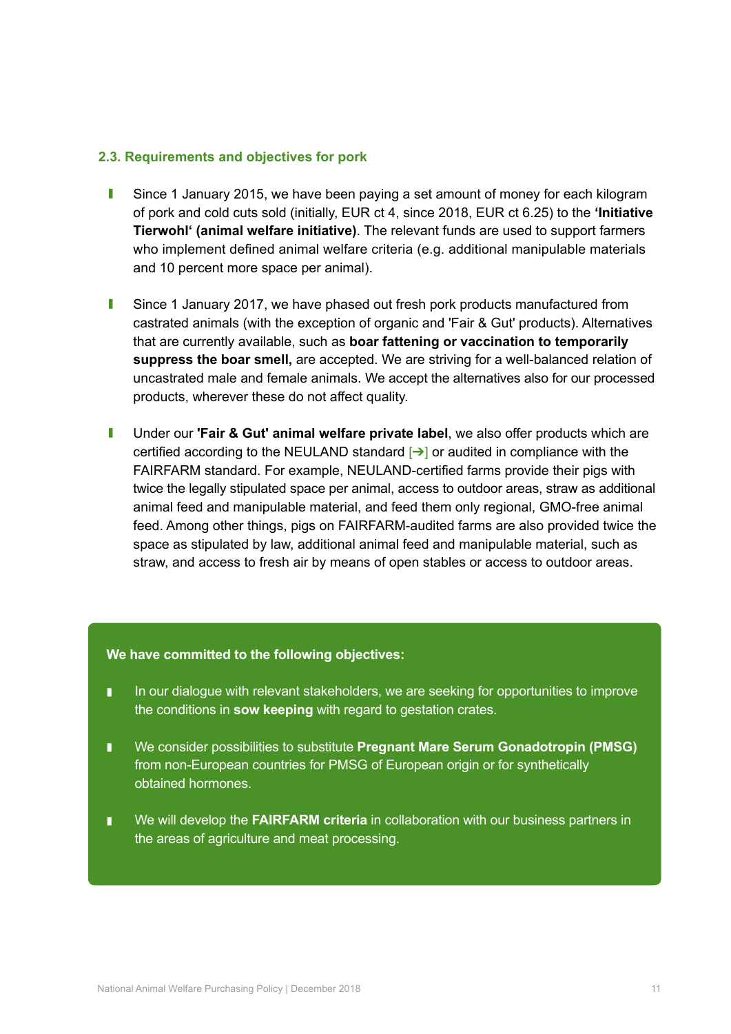### 2.3. Requirements and objectives for pork

- Since 1 January 2015, we have been paying a set amount of money for each kilogram of pork and cold cuts sold (initially, EUR ct 4, since 2018, EUR ct 6.25) to the **'Initiative Tierwohl' (animal welfare initiative)**. The relevant funds are used to support farmers who implement defined animal welfare criteria (e.g. additional manipulable materials and 10 percent more space per animal).

- Since 1 January 2017, we have phased out fresh pork products manufactured from castrated animals (with the exception of organic and 'Fair & Gut' products). Alternatives that are currently available, such as **boar fattening or vaccination to temporarily suppress the boar smell,** are accepted. We are striving for a well-balanced relation of uncastrated male and female animals. We accept the alternatives also for our processed products, wherever these do not affect quality.

- Under our **'Fair & Gut' animal welfare private label**, we also offer products which are certified according to the NEULAND standard [➔] or audited in compliance with the FAIRFARM standard. For example, NEULAND-certified farms provide their pigs with twice the legally stipulated space per animal, access to outdoor areas, straw as additional animal feed and manipulable material, and feed them only regional, GMO-free animal feed. Among other things, pigs on FAIRFARM-audited farms are also provided twice the space as stipulated by law, additional animal feed and manipulable material, such as straw, and access to fresh air by means of open stables or access to outdoor areas.

**We have committed to the following objectives:**

- In our dialogue with relevant stakeholders, we are seeking for opportunities to improve the conditions in **sow keeping** with regard to gestation crates.

- We consider possibilities to substitute **Pregnant Mare Serum Gonadotropin (PMSG)** from non-European countries for PMSG of European origin or for synthetically obtained hormones.

- We will develop the **FAIRFARM criteria** in collaboration with our business partners in the areas of agriculture and meat processing.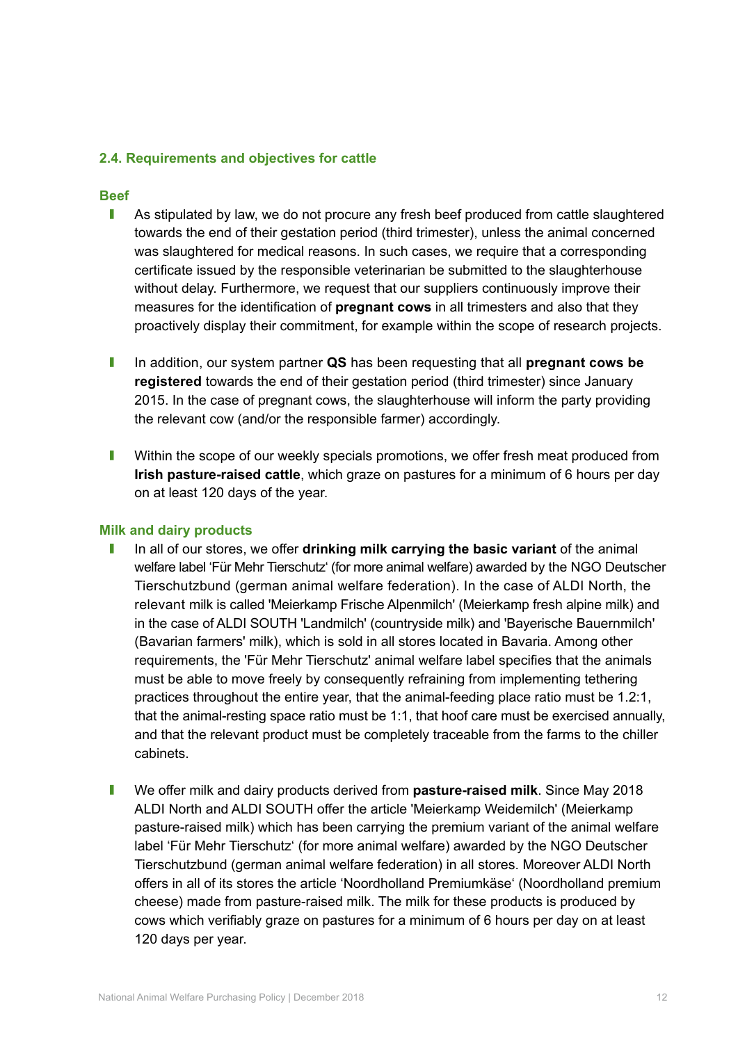## 2.4. Requirements and objectives for cattle

### Beef

- As stipulated by law, we do not procure any fresh beef produced from cattle slaughtered towards the end of their gestation period (third trimester), unless the animal concerned was slaughtered for medical reasons. In such cases, we require that a corresponding certificate issued by the responsible veterinarian be submitted to the slaughterhouse without delay. Furthermore, we request that our suppliers continuously improve their measures for the identification of **pregnant cows** in all trimesters and also that they proactively display their commitment, for example within the scope of research projects.

- In addition, our system partner **QS** has been requesting that all **pregnant cows be registered** towards the end of their gestation period (third trimester) since January 2015. In the case of pregnant cows, the slaughterhouse will inform the party providing the relevant cow (and/or the responsible farmer) accordingly.

- Within the scope of our weekly specials promotions, we offer fresh meat produced from **Irish pasture-raised cattle**, which graze on pastures for a minimum of 6 hours per day on at least 120 days of the year.

### Milk and dairy products

- In all of our stores, we offer **drinking milk carrying the basic variant** of the animal welfare label 'Für Mehr Tierschutz' (for more animal welfare) awarded by the NGO Deutscher Tierschutzbund (german animal welfare federation). In the case of ALDI North, the relevant milk is called 'Meierkamp Frische Alpenmilch' (Meierkamp fresh alpine milk) and in the case of ALDI SOUTH 'Landmilch' (countryside milk) and 'Bayerische Bauernmilch' (Bavarian farmers' milk), which is sold in all stores located in Bavaria. Among other requirements, the 'Für Mehr Tierschutz' animal welfare label specifies that the animals must be able to move freely by consequently refraining from implementing tethering practices throughout the entire year, that the animal-feeding place ratio must be 1.2:1, that the animal-resting space ratio must be 1:1, that hoof care must be exercised annually, and that the relevant product must be completely traceable from the farms to the chiller cabinets.

- We offer milk and dairy products derived from **pasture-raised milk**. Since May 2018 ALDI North and ALDI SOUTH offer the article 'Meierkamp Weidemilch' (Meierkamp pasture-raised milk) which has been carrying the premium variant of the animal welfare label 'Für Mehr Tierschutz' (for more animal welfare) awarded by the NGO Deutscher Tierschutzbund (german animal welfare federation) in all stores. Moreover ALDI North offers in all of its stores the article 'Noordholland Premiumkäse' (Noordholland premium cheese) made from pasture-raised milk. The milk for these products is produced by cows which verifiably graze on pastures for a minimum of 6 hours per day on at least 120 days per year.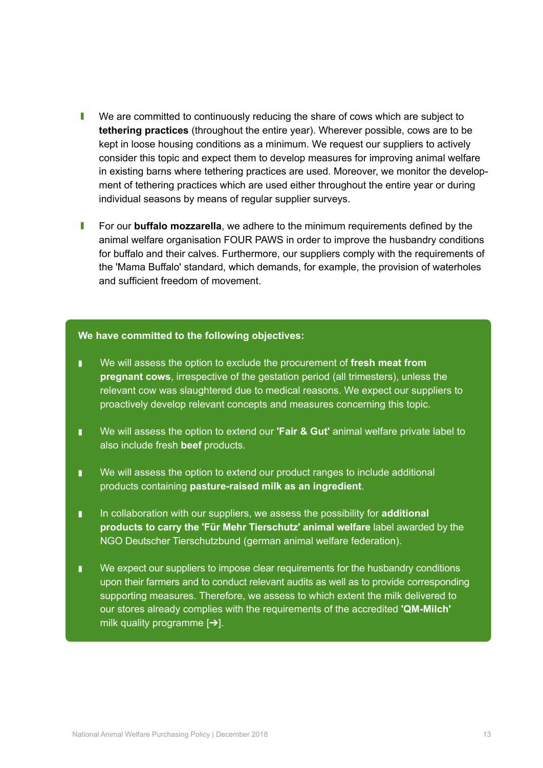- We are committed to continuously reducing the share of cows which are subject to **tethering practices** (throughout the entire year). Wherever possible, cows are to be kept in loose housing conditions as a minimum. We request our suppliers to actively consider this topic and expect them to develop measures for improving animal welfare in existing barns where tethering practices are used. Moreover, we monitor the development of tethering practices which are used either throughout the entire year or during individual seasons by means of regular supplier surveys.

- For our **buffalo mozzarella**, we adhere to the minimum requirements defined by the animal welfare organisation FOUR PAWS in order to improve the husbandry conditions for buffalo and their calves. Furthermore, our suppliers comply with the requirements of the 'Mama Buffalo' standard, which demands, for example, the provision of waterholes and sufficient freedom of movement.

**We have committed to the following objectives:**

- We will assess the option to exclude the procurement of **fresh meat from pregnant cows**, irrespective of the gestation period (all trimesters), unless the relevant cow was slaughtered due to medical reasons. We expect our suppliers to proactively develop relevant concepts and measures concerning this topic.

- We will assess the option to extend our **'Fair & Gut'** animal welfare private label to also include fresh **beef** products.

- We will assess the option to extend our product ranges to include additional products containing **pasture-raised milk as an ingredient**.

- In collaboration with our suppliers, we assess the possibility for **additional products to carry the 'Für Mehr Tierschutz' animal welfare** label awarded by the NGO Deutscher Tierschutzbund (german animal welfare federation).

- We expect our suppliers to impose clear requirements for the husbandry conditions upon their farmers and to conduct relevant audits as well as to provide corresponding supporting measures. Therefore, we assess to which extent the milk delivered to our stores already complies with the requirements of the accredited **'QM-Milch'** milk quality programme [➔].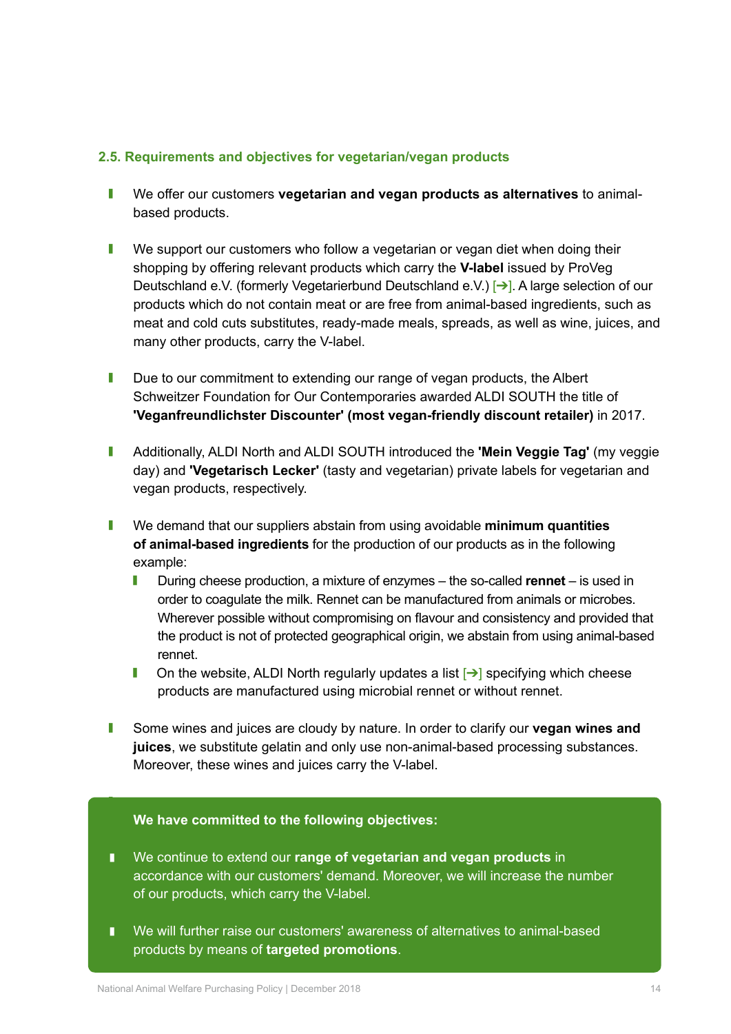### 2.5. Requirements and objectives for vegetarian/vegan products

- We offer our customers **vegetarian and vegan products as alternatives** to animal-based products.

- We support our customers who follow a vegetarian or vegan diet when doing their shopping by offering relevant products which carry the **V-label** issued by ProVeg Deutschland e.V. (formerly Vegetarierbund Deutschland e.V.) [➔]. A large selection of our products which do not contain meat or are free from animal-based ingredients, such as meat and cold cuts substitutes, ready-made meals, spreads, as well as wine, juices, and many other products, carry the V-label.

- Due to our commitment to extending our range of vegan products, the Albert Schweitzer Foundation for Our Contemporaries awarded ALDI SOUTH the title of **'Veganfreundlichster Discounter' (most vegan-friendly discount retailer)** in 2017.

- Additionally, ALDI North and ALDI SOUTH introduced the **'Mein Veggie Tag'** (my veggie day) and **'Vegetarisch Lecker'** (tasty and vegetarian) private labels for vegetarian and vegan products, respectively.

- We demand that our suppliers abstain from using avoidable **minimum quantities of animal-based ingredients** for the production of our products as in the following example:
  - During cheese production, a mixture of enzymes – the so-called **rennet** – is used in order to coagulate the milk. Rennet can be manufactured from animals or microbes. Wherever possible without compromising on flavour and consistency and provided that the product is not of protected geographical origin, we abstain from using animal-based rennet.
  - On the website, ALDI North regularly updates a list [➔] specifying which cheese products are manufactured using microbial rennet or without rennet.

- Some wines and juices are cloudy by nature. In order to clarify our **vegan wines and juices**, we substitute gelatin and only use non-animal-based processing substances. Moreover, these wines and juices carry the V-label.

**We have committed to the following objectives:**

- We continue to extend our **range of vegetarian and vegan products** in accordance with our customers' demand. Moreover, we will increase the number of our products, which carry the V-label.

- We will further raise our customers' awareness of alternatives to animal-based products by means of **targeted promotions**.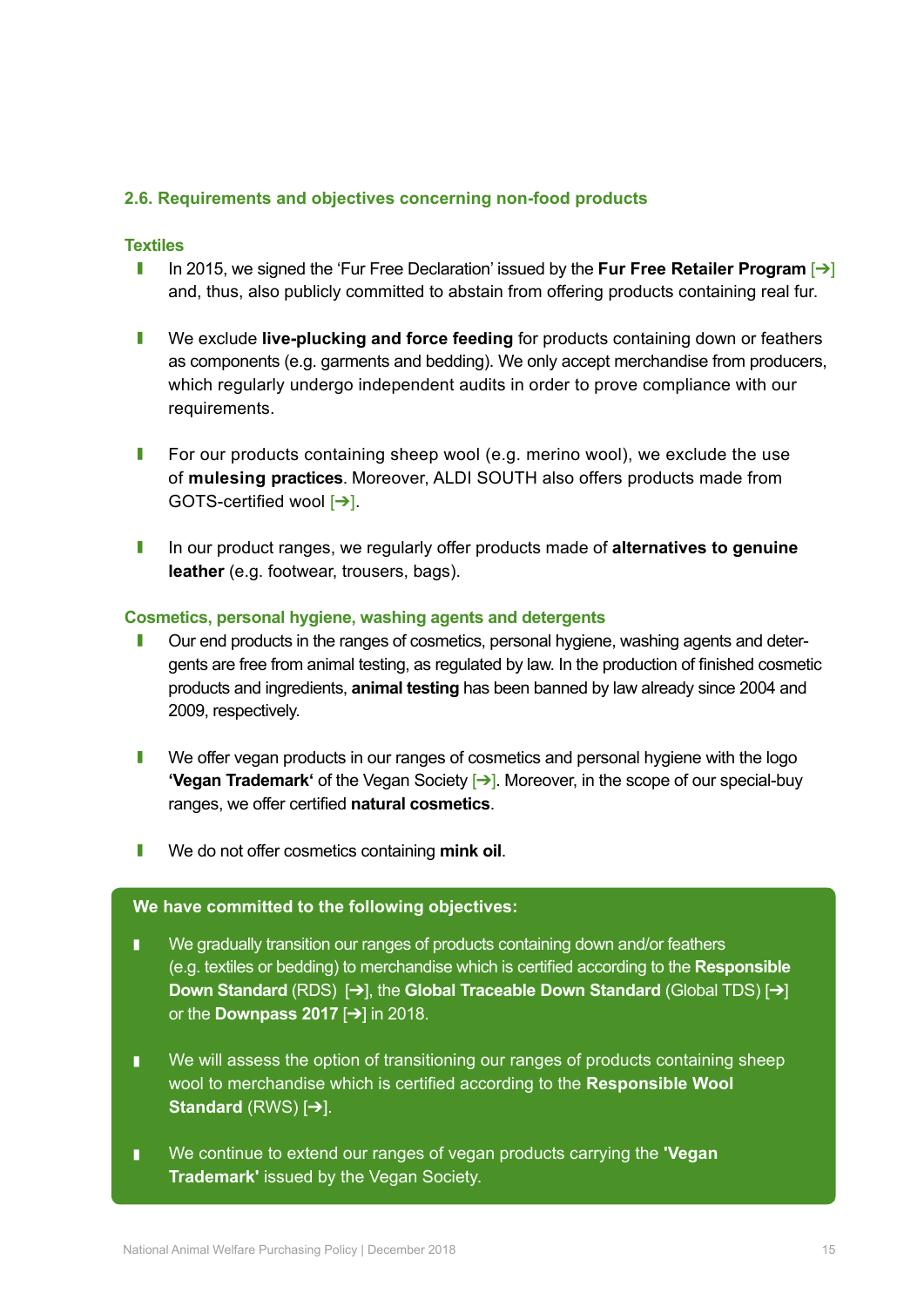## 2.6. Requirements and objectives concerning non-food products

### Textiles

- In 2015, we signed the 'Fur Free Declaration' issued by the **Fur Free Retailer Program** [➔] and, thus, also publicly committed to abstain from offering products containing real fur.
- We exclude **live-plucking and force feeding** for products containing down or feathers as components (e.g. garments and bedding). We only accept merchandise from producers, which regularly undergo independent audits in order to prove compliance with our requirements.
- For our products containing sheep wool (e.g. merino wool), we exclude the use of **mulesing practices**. Moreover, ALDI SOUTH also offers products made from GOTS-certified wool [➔].
- In our product ranges, we regularly offer products made of **alternatives to genuine leather** (e.g. footwear, trousers, bags).

### Cosmetics, personal hygiene, washing agents and detergents

- Our end products in the ranges of cosmetics, personal hygiene, washing agents and detergents are free from animal testing, as regulated by law. In the production of finished cosmetic products and ingredients, **animal testing** has been banned by law already since 2004 and 2009, respectively.
- We offer vegan products in our ranges of cosmetics and personal hygiene with the logo **'Vegan Trademark'** of the Vegan Society [➔]. Moreover, in the scope of our special-buy ranges, we offer certified **natural cosmetics**.
- We do not offer cosmetics containing **mink oil**.

**We have committed to the following objectives:**

- We gradually transition our ranges of products containing down and/or feathers (e.g. textiles or bedding) to merchandise which is certified according to the **Responsible Down Standard** (RDS) [➔], the **Global Traceable Down Standard** (Global TDS) [➔] or the **Downpass 2017** [➔] in 2018.
- We will assess the option of transitioning our ranges of products containing sheep wool to merchandise which is certified according to the **Responsible Wool Standard** (RWS) [➔].
- We continue to extend our ranges of vegan products carrying the **'Vegan Trademark'** issued by the Vegan Society.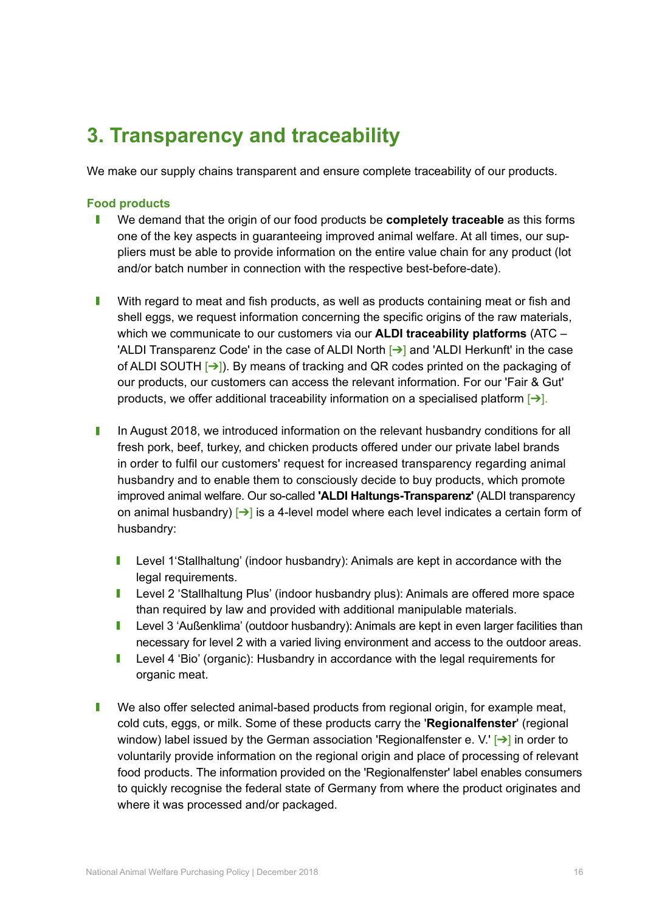# 3. Transparency and traceability

We make our supply chains transparent and ensure complete traceability of our products.

### Food products

- We demand that the origin of our food products be **completely traceable** as this forms one of the key aspects in guaranteeing improved animal welfare. At all times, our suppliers must be able to provide information on the entire value chain for any product (lot and/or batch number in connection with the respective best-before-date).

- With regard to meat and fish products, as well as products containing meat or fish and shell eggs, we request information concerning the specific origins of the raw materials, which we communicate to our customers via our **ALDI traceability platforms** (ATC – 'ALDI Transparenz Code' in the case of ALDI North [➔] and 'ALDI Herkunft' in the case of ALDI SOUTH [➔]). By means of tracking and QR codes printed on the packaging of our products, our customers can access the relevant information. For our 'Fair & Gut' products, we offer additional traceability information on a specialised platform [➔].

- In August 2018, we introduced information on the relevant husbandry conditions for all fresh pork, beef, turkey, and chicken products offered under our private label brands in order to fulfil our customers' request for increased transparency regarding animal husbandry and to enable them to consciously decide to buy products, which promote improved animal welfare. Our so-called **'ALDI Haltungs-Transparenz'** (ALDI transparency on animal husbandry) [➔] is a 4-level model where each level indicates a certain form of husbandry:

  - Level 1'Stallhaltung' (indoor husbandry): Animals are kept in accordance with the legal requirements.
  - Level 2 'Stallhaltung Plus' (indoor husbandry plus): Animals are offered more space than required by law and provided with additional manipulable materials.
  - Level 3 'Außenklima' (outdoor husbandry): Animals are kept in even larger facilities than necessary for level 2 with a varied living environment and access to the outdoor areas.
  - Level 4 'Bio' (organic): Husbandry in accordance with the legal requirements for organic meat.

- We also offer selected animal-based products from regional origin, for example meat, cold cuts, eggs, or milk. Some of these products carry the '**Regionalfenster**' (regional window) label issued by the German association 'Regionalfenster e. V.' [➔] in order to voluntarily provide information on the regional origin and place of processing of relevant food products. The information provided on the 'Regionalfenster' label enables consumers to quickly recognise the federal state of Germany from where the product originates and where it was processed and/or packaged.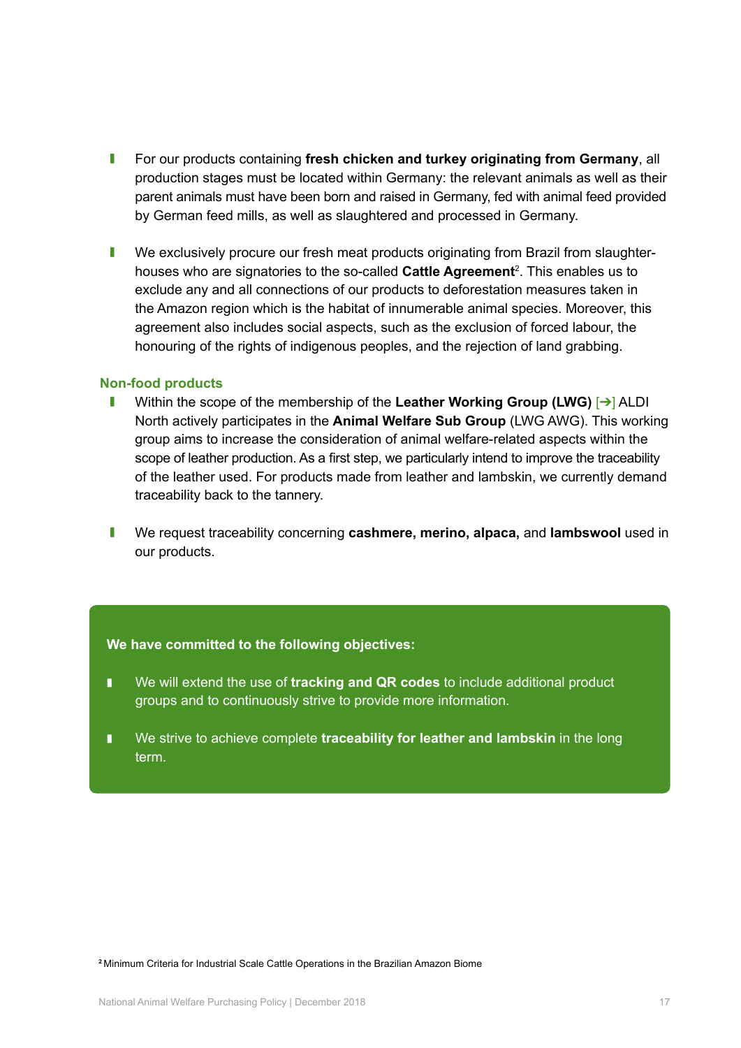- For our products containing **fresh chicken and turkey originating from Germany**, all production stages must be located within Germany: the relevant animals as well as their parent animals must have been born and raised in Germany, fed with animal feed provided by German feed mills, as well as slaughtered and processed in Germany.

- We exclusively procure our fresh meat products originating from Brazil from slaughter-houses who are signatories to the so-called **Cattle Agreement**[2]. This enables us to exclude any and all connections of our products to deforestation measures taken in the Amazon region which is the habitat of innumerable animal species. Moreover, this agreement also includes social aspects, such as the exclusion of forced labour, the honouring of the rights of indigenous peoples, and the rejection of land grabbing.

### Non-food products

- Within the scope of the membership of the **Leather Working Group (LWG)** [➔] ALDI North actively participates in the **Animal Welfare Sub Group** (LWG AWG). This working group aims to increase the consideration of animal welfare-related aspects within the scope of leather production. As a first step, we particularly intend to improve the traceability of the leather used. For products made from leather and lambskin, we currently demand traceability back to the tannery.

- We request traceability concerning **cashmere, merino, alpaca,** and **lambswool** used in our products.

**We have committed to the following objectives:**

- We will extend the use of **tracking and QR codes** to include additional product groups and to continuously strive to provide more information.

- We strive to achieve complete **traceability for leather and lambskin** in the long term.

[2] Minimum Criteria for Industrial Scale Cattle Operations in the Brazilian Amazon Biome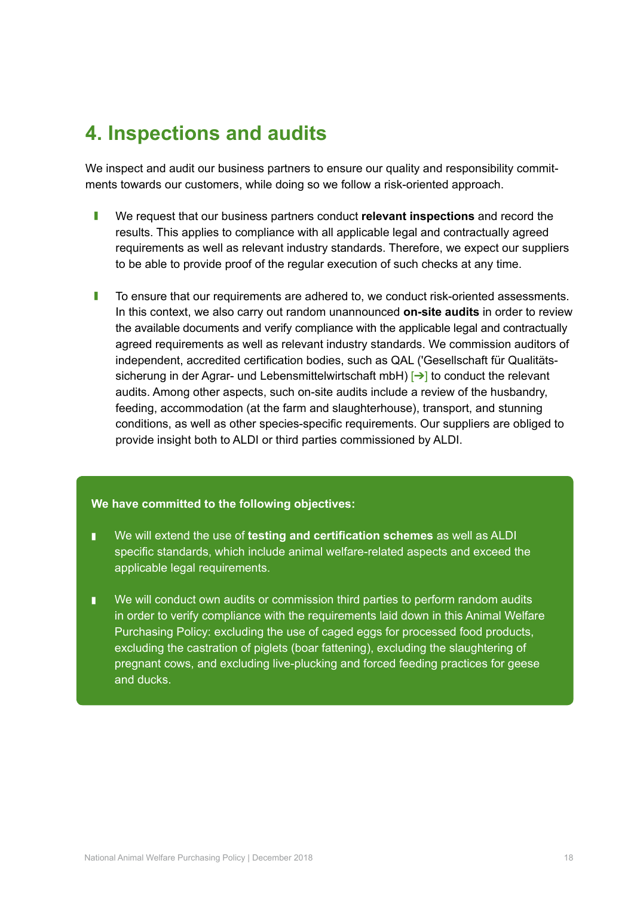# 4. Inspections and audits

We inspect and audit our business partners to ensure our quality and responsibility commitments towards our customers, while doing so we follow a risk-oriented approach.

- We request that our business partners conduct **relevant inspections** and record the results. This applies to compliance with all applicable legal and contractually agreed requirements as well as relevant industry standards. Therefore, we expect our suppliers to be able to provide proof of the regular execution of such checks at any time.

- To ensure that our requirements are adhered to, we conduct risk-oriented assessments. In this context, we also carry out random unannounced **on-site audits** in order to review the available documents and verify compliance with the applicable legal and contractually agreed requirements as well as relevant industry standards. We commission auditors of independent, accredited certification bodies, such as QAL ('Gesellschaft für Qualitätssicherung in der Agrar- und Lebensmittelwirtschaft mbH) [➔] to conduct the relevant audits. Among other aspects, such on-site audits include a review of the husbandry, feeding, accommodation (at the farm and slaughterhouse), transport, and stunning conditions, as well as other species-specific requirements. Our suppliers are obliged to provide insight both to ALDI or third parties commissioned by ALDI.

**We have committed to the following objectives:**

- We will extend the use of **testing and certification schemes** as well as ALDI specific standards, which include animal welfare-related aspects and exceed the applicable legal requirements.

- We will conduct own audits or commission third parties to perform random audits in order to verify compliance with the requirements laid down in this Animal Welfare Purchasing Policy: excluding the use of caged eggs for processed food products, excluding the castration of piglets (boar fattening), excluding the slaughtering of pregnant cows, and excluding live-plucking and forced feeding practices for geese and ducks.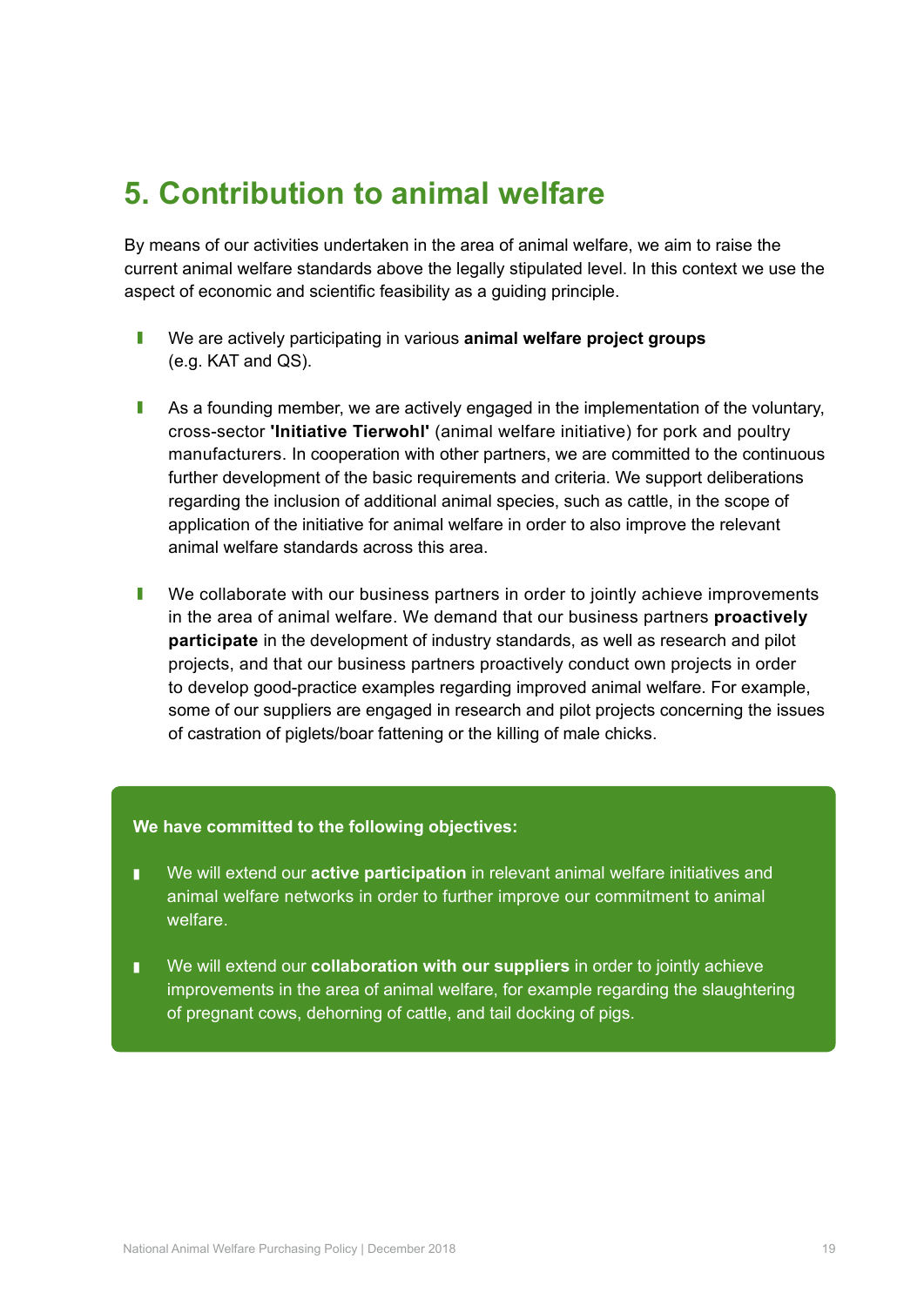# 5. Contribution to animal welfare

By means of our activities undertaken in the area of animal welfare, we aim to raise the current animal welfare standards above the legally stipulated level. In this context we use the aspect of economic and scientific feasibility as a guiding principle.

- We are actively participating in various **animal welfare project groups** (e.g. KAT and QS).
- As a founding member, we are actively engaged in the implementation of the voluntary, cross-sector **'Initiative Tierwohl'** (animal welfare initiative) for pork and poultry manufacturers. In cooperation with other partners, we are committed to the continuous further development of the basic requirements and criteria. We support deliberations regarding the inclusion of additional animal species, such as cattle, in the scope of application of the initiative for animal welfare in order to also improve the relevant animal welfare standards across this area.
- We collaborate with our business partners in order to jointly achieve improvements in the area of animal welfare. We demand that our business partners **proactively participate** in the development of industry standards, as well as research and pilot projects, and that our business partners proactively conduct own projects in order to develop good-practice examples regarding improved animal welfare. For example, some of our suppliers are engaged in research and pilot projects concerning the issues of castration of piglets/boar fattening or the killing of male chicks.

**We have committed to the following objectives:**

- We will extend our **active participation** in relevant animal welfare initiatives and animal welfare networks in order to further improve our commitment to animal welfare.
- We will extend our **collaboration with our suppliers** in order to jointly achieve improvements in the area of animal welfare, for example regarding the slaughtering of pregnant cows, dehorning of cattle, and tail docking of pigs.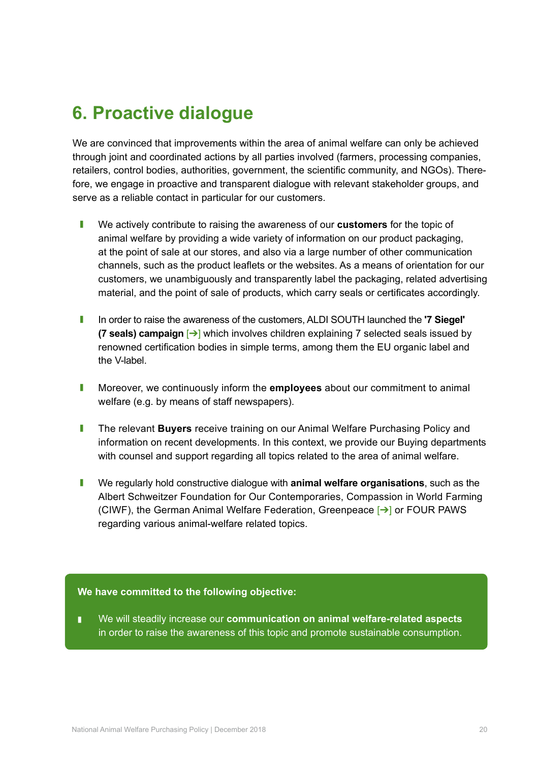## 6. Proactive dialogue

We are convinced that improvements within the area of animal welfare can only be achieved through joint and coordinated actions by all parties involved (farmers, processing companies, retailers, control bodies, authorities, government, the scientific community, and NGOs). Therefore, we engage in proactive and transparent dialogue with relevant stakeholder groups, and serve as a reliable contact in particular for our customers.

- We actively contribute to raising the awareness of our **customers** for the topic of animal welfare by providing a wide variety of information on our product packaging, at the point of sale at our stores, and also via a large number of other communication channels, such as the product leaflets or the websites. As a means of orientation for our customers, we unambiguously and transparently label the packaging, related advertising material, and the point of sale of products, which carry seals or certificates accordingly.

- In order to raise the awareness of the customers, ALDI SOUTH launched the **'7 Siegel' (7 seals) campaign** [➔] which involves children explaining 7 selected seals issued by renowned certification bodies in simple terms, among them the EU organic label and the V-label.

- Moreover, we continuously inform the **employees** about our commitment to animal welfare (e.g. by means of staff newspapers).

- The relevant **Buyers** receive training on our Animal Welfare Purchasing Policy and information on recent developments. In this context, we provide our Buying departments with counsel and support regarding all topics related to the area of animal welfare.

- We regularly hold constructive dialogue with **animal welfare organisations**, such as the Albert Schweitzer Foundation for Our Contemporaries, Compassion in World Farming (CIWF), the German Animal Welfare Federation, Greenpeace [➔] or FOUR PAWS regarding various animal-welfare related topics.

**We have committed to the following objective:**

- We will steadily increase our **communication on animal welfare-related aspects** in order to raise the awareness of this topic and promote sustainable consumption.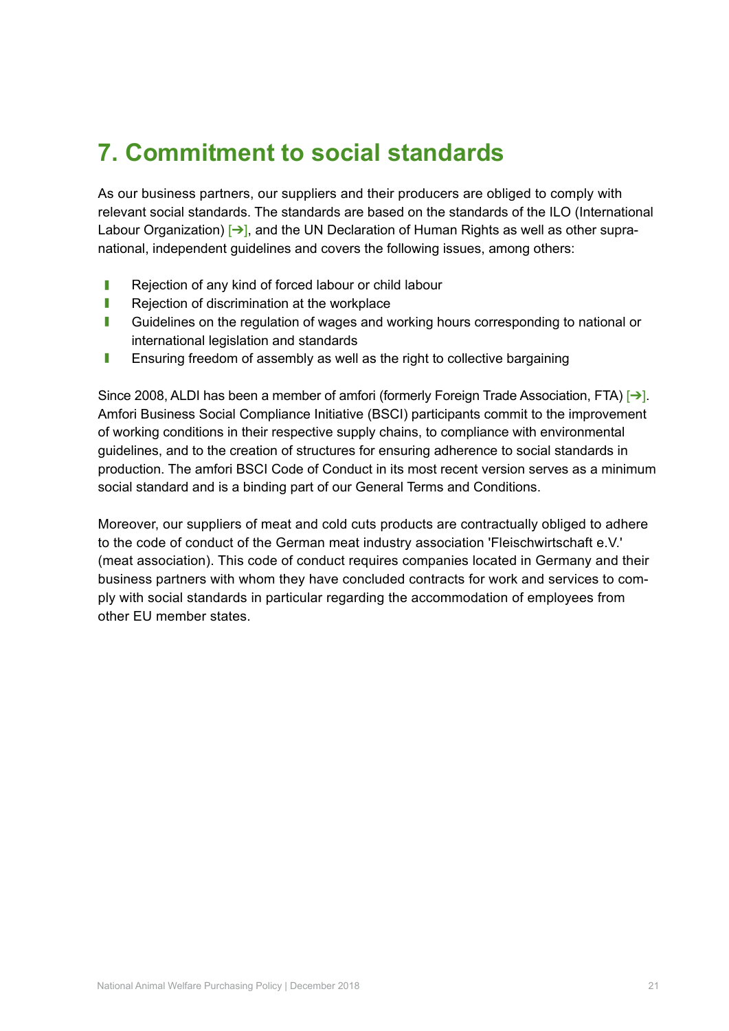# 7. Commitment to social standards

As our business partners, our suppliers and their producers are obliged to comply with relevant social standards. The standards are based on the standards of the ILO (International Labour Organization) [➔], and the UN Declaration of Human Rights as well as other supra-national, independent guidelines and covers the following issues, among others:

- Rejection of any kind of forced labour or child labour
- Rejection of discrimination at the workplace
- Guidelines on the regulation of wages and working hours corresponding to national or international legislation and standards
- Ensuring freedom of assembly as well as the right to collective bargaining

Since 2008, ALDI has been a member of amfori (formerly Foreign Trade Association, FTA) [➔]. Amfori Business Social Compliance Initiative (BSCI) participants commit to the improvement of working conditions in their respective supply chains, to compliance with environmental guidelines, and to the creation of structures for ensuring adherence to social standards in production. The amfori BSCI Code of Conduct in its most recent version serves as a minimum social standard and is a binding part of our General Terms and Conditions.

Moreover, our suppliers of meat and cold cuts products are contractually obliged to adhere to the code of conduct of the German meat industry association 'Fleischwirtschaft e.V.' (meat association). This code of conduct requires companies located in Germany and their business partners with whom they have concluded contracts for work and services to comply with social standards in particular regarding the accommodation of employees from other EU member states.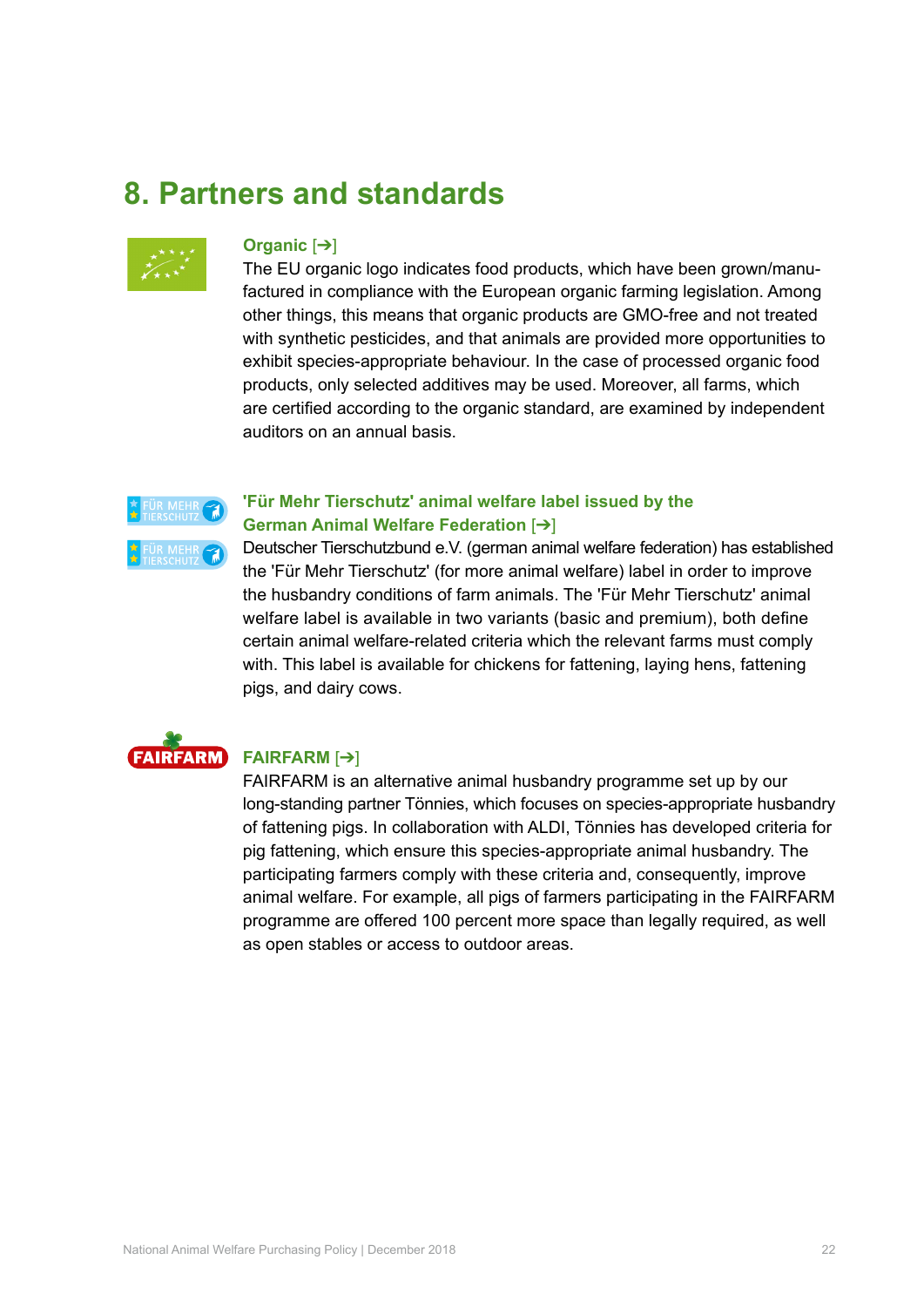# 8. Partners and standards

### Organic [➔]

The EU organic logo indicates food products, which have been grown/manufactured in compliance with the European organic farming legislation. Among other things, this means that organic products are GMO-free and not treated with synthetic pesticides, and that animals are provided more opportunities to exhibit species-appropriate behaviour. In the case of processed organic food products, only selected additives may be used. Moreover, all farms, which are certified according to the organic standard, are examined by independent auditors on an annual basis.

### 'Für Mehr Tierschutz' animal welfare label issued by the German Animal Welfare Federation [➔]

Deutscher Tierschutzbund e.V. (german animal welfare federation) has established the 'Für Mehr Tierschutz' (for more animal welfare) label in order to improve the husbandry conditions of farm animals. The 'Für Mehr Tierschutz' animal welfare label is available in two variants (basic and premium), both define certain animal welfare-related criteria which the relevant farms must comply with. This label is available for chickens for fattening, laying hens, fattening pigs, and dairy cows.

### FAIRFARM [➔]

FAIRFARM is an alternative animal husbandry programme set up by our long-standing partner Tönnies, which focuses on species-appropriate husbandry of fattening pigs. In collaboration with ALDI, Tönnies has developed criteria for pig fattening, which ensure this species-appropriate animal husbandry. The participating farmers comply with these criteria and, consequently, improve animal welfare. For example, all pigs of farmers participating in the FAIRFARM programme are offered 100 percent more space than legally required, as well as open stables or access to outdoor areas.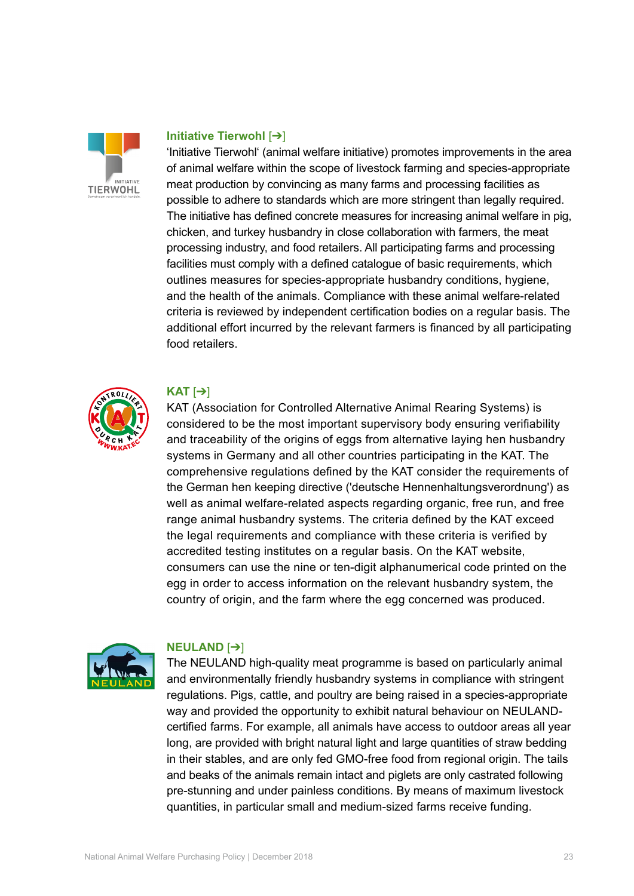### Initiative Tierwohl [➔]

'Initiative Tierwohl' (animal welfare initiative) promotes improvements in the area of animal welfare within the scope of livestock farming and species-appropriate meat production by convincing as many farms and processing facilities as possible to adhere to standards which are more stringent than legally required. The initiative has defined concrete measures for increasing animal welfare in pig, chicken, and turkey husbandry in close collaboration with farmers, the meat processing industry, and food retailers. All participating farms and processing facilities must comply with a defined catalogue of basic requirements, which outlines measures for species-appropriate husbandry conditions, hygiene, and the health of the animals. Compliance with these animal welfare-related criteria is reviewed by independent certification bodies on a regular basis. The additional effort incurred by the relevant farmers is financed by all participating food retailers.

### KAT [➔]

KAT (Association for Controlled Alternative Animal Rearing Systems) is considered to be the most important supervisory body ensuring verifiability and traceability of the origins of eggs from alternative laying hen husbandry systems in Germany and all other countries participating in the KAT. The comprehensive regulations defined by the KAT consider the requirements of the German hen keeping directive ('deutsche Hennenhaltungsverordnung') as well as animal welfare-related aspects regarding organic, free run, and free range animal husbandry systems. The criteria defined by the KAT exceed the legal requirements and compliance with these criteria is verified by accredited testing institutes on a regular basis. On the KAT website, consumers can use the nine or ten-digit alphanumerical code printed on the egg in order to access information on the relevant husbandry system, the country of origin, and the farm where the egg concerned was produced.

### NEULAND [➔]

The NEULAND high-quality meat programme is based on particularly animal and environmentally friendly husbandry systems in compliance with stringent regulations. Pigs, cattle, and poultry are being raised in a species-appropriate way and provided the opportunity to exhibit natural behaviour on NEULAND-certified farms. For example, all animals have access to outdoor areas all year long, are provided with bright natural light and large quantities of straw bedding in their stables, and are only fed GMO-free food from regional origin. The tails and beaks of the animals remain intact and piglets are only castrated following pre-stunning and under painless conditions. By means of maximum livestock quantities, in particular small and medium-sized farms receive funding.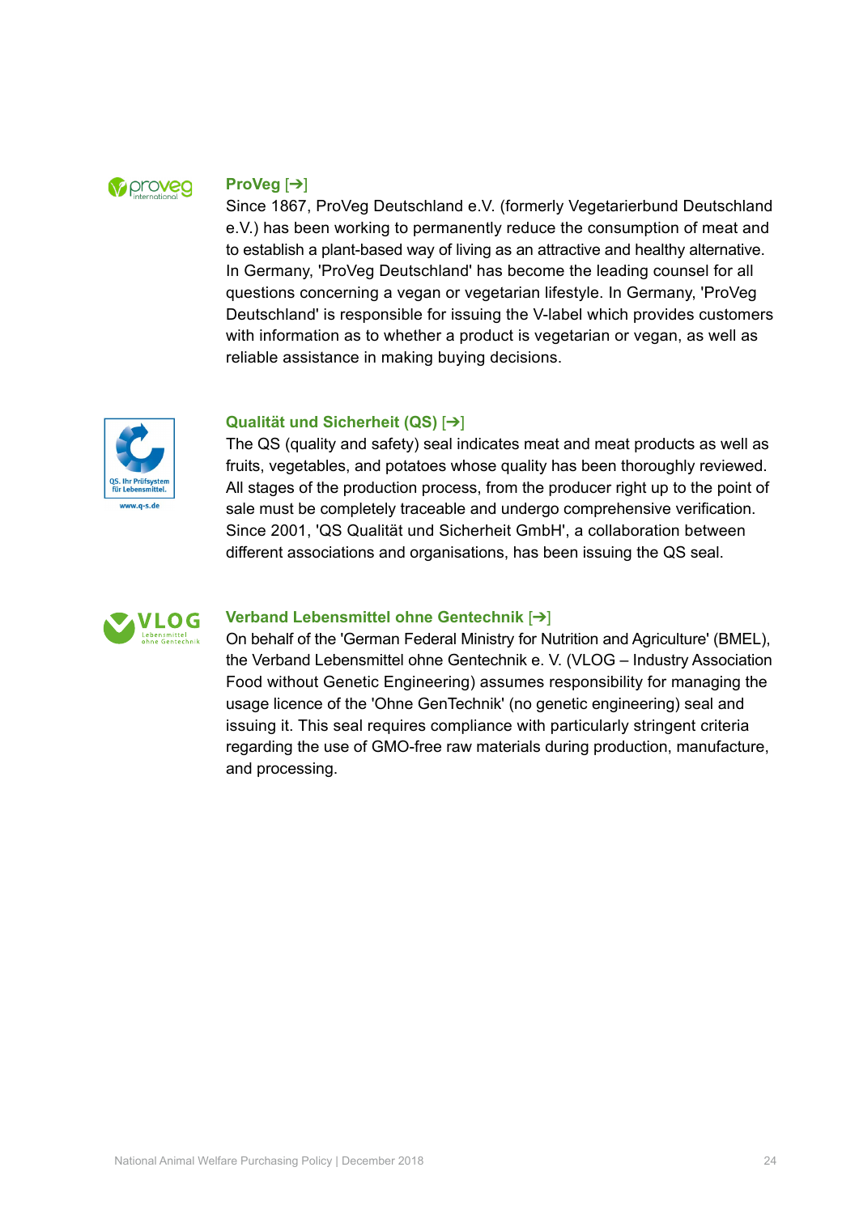### ProVeg [➔]

Since 1867, ProVeg Deutschland e.V. (formerly Vegetarierbund Deutschland e.V.) has been working to permanently reduce the consumption of meat and to establish a plant-based way of living as an attractive and healthy alternative. In Germany, 'ProVeg Deutschland' has become the leading counsel for all questions concerning a vegan or vegetarian lifestyle. In Germany, 'ProVeg Deutschland' is responsible for issuing the V-label which provides customers with information as to whether a product is vegetarian or vegan, as well as reliable assistance in making buying decisions.

### Qualität und Sicherheit (QS) [➔]

The QS (quality and safety) seal indicates meat and meat products as well as fruits, vegetables, and potatoes whose quality has been thoroughly reviewed. All stages of the production process, from the producer right up to the point of sale must be completely traceable and undergo comprehensive verification. Since 2001, 'QS Qualität und Sicherheit GmbH', a collaboration between different associations and organisations, has been issuing the QS seal.

### Verband Lebensmittel ohne Gentechnik [➔]

On behalf of the 'German Federal Ministry for Nutrition and Agriculture' (BMEL), the Verband Lebensmittel ohne Gentechnik e. V. (VLOG – Industry Association Food without Genetic Engineering) assumes responsibility for managing the usage licence of the 'Ohne GenTechnik' (no genetic engineering) seal and issuing it. This seal requires compliance with particularly stringent criteria regarding the use of GMO-free raw materials during production, manufacture, and processing.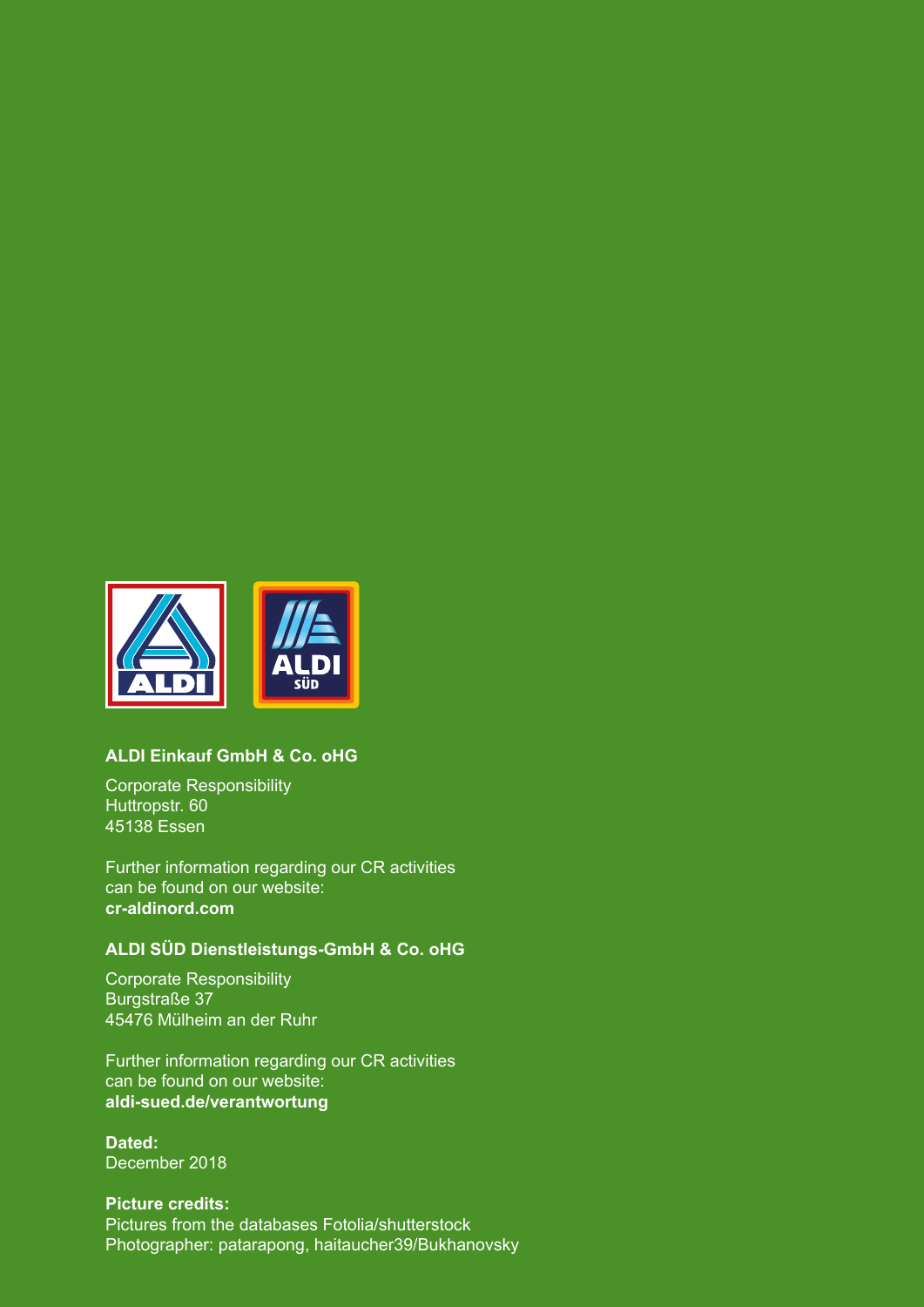**ALDI Einkauf GmbH & Co. oHG**

Corporate Responsibility
Huttropstr. 60
45138 Essen

Further information regarding our CR activities can be found on our website:
**cr-aldinord.com**

**ALDI SÜD Dienstleistungs-GmbH & Co. oHG**

Corporate Responsibility
Burgstraße 37
45476 Mülheim an der Ruhr

Further information regarding our CR activities can be found on our website:
**aldi-sued.de/verantwortung**

**Dated:**
December 2018

**Picture credits:**
Pictures from the databases Fotolia/shutterstock
Photographer: patarapong, haitaucher39/Bukhanovsky